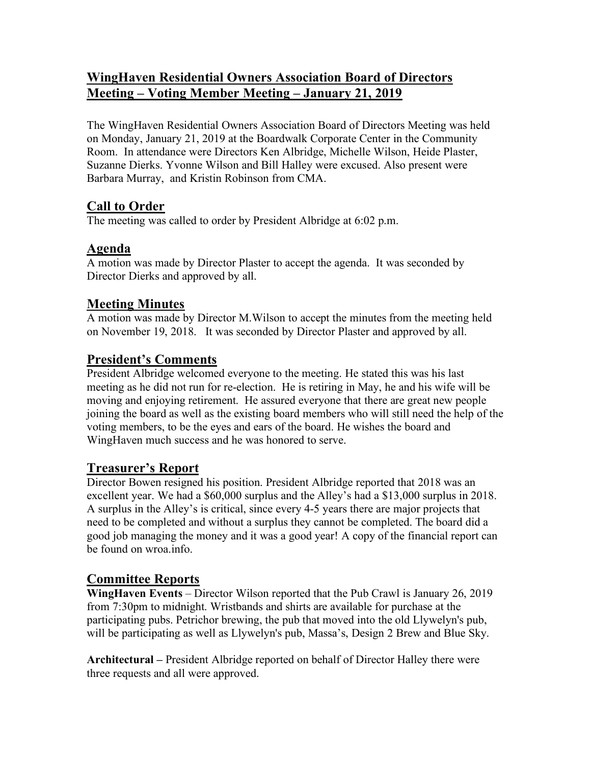# WingHaven Residential Owners Association Board of Directors Meeting – Voting Member Meeting – January 21, 2019

The WingHaven Residential Owners Association Board of Directors Meeting was held on Monday, January 21, 2019 at the Boardwalk Corporate Center in the Community Room. In attendance were Directors Ken Albridge, Michelle Wilson, Heide Plaster, Suzanne Dierks. Yvonne Wilson and Bill Halley were excused. Also present were Barbara Murray, and Kristin Robinson from CMA.

## Call to Order

The meeting was called to order by President Albridge at 6:02 p.m.

## Agenda

A motion was made by Director Plaster to accept the agenda. It was seconded by Director Dierks and approved by all.

## Meeting Minutes

A motion was made by Director M.Wilson to accept the minutes from the meeting held on November 19, 2018. It was seconded by Director Plaster and approved by all.

## President's Comments

President Albridge welcomed everyone to the meeting. He stated this was his last meeting as he did not run for re-election. He is retiring in May, he and his wife will be moving and enjoying retirement. He assured everyone that there are great new people joining the board as well as the existing board members who will still need the help of the voting members, to be the eyes and ears of the board. He wishes the board and WingHaven much success and he was honored to serve.

## Treasurer's Report

Director Bowen resigned his position. President Albridge reported that 2018 was an excellent year. We had a $60,000 surplus and the Alley's had a $13,000 surplus in 2018. A surplus in the Alley's is critical, since every 4-5 years there are major projects that need to be completed and without a surplus they cannot be completed. The board did a good job managing the money and it was a good year! A copy of the financial report can be found on wroa.info.

## Committee Reports

**WingHaven Events** – Director Wilson reported that the Pub Crawl is January 26, 2019 from 7:30pm to midnight. Wristbands and shirts are available for purchase at the participating pubs. Petrichor brewing, the pub that moved into the old Llywelyn's pub, will be participating as well as Llywelyn's pub, Massa's, Design 2 Brew and Blue Sky.

**Architectural –** President Albridge reported on behalf of Director Halley there were three requests and all were approved.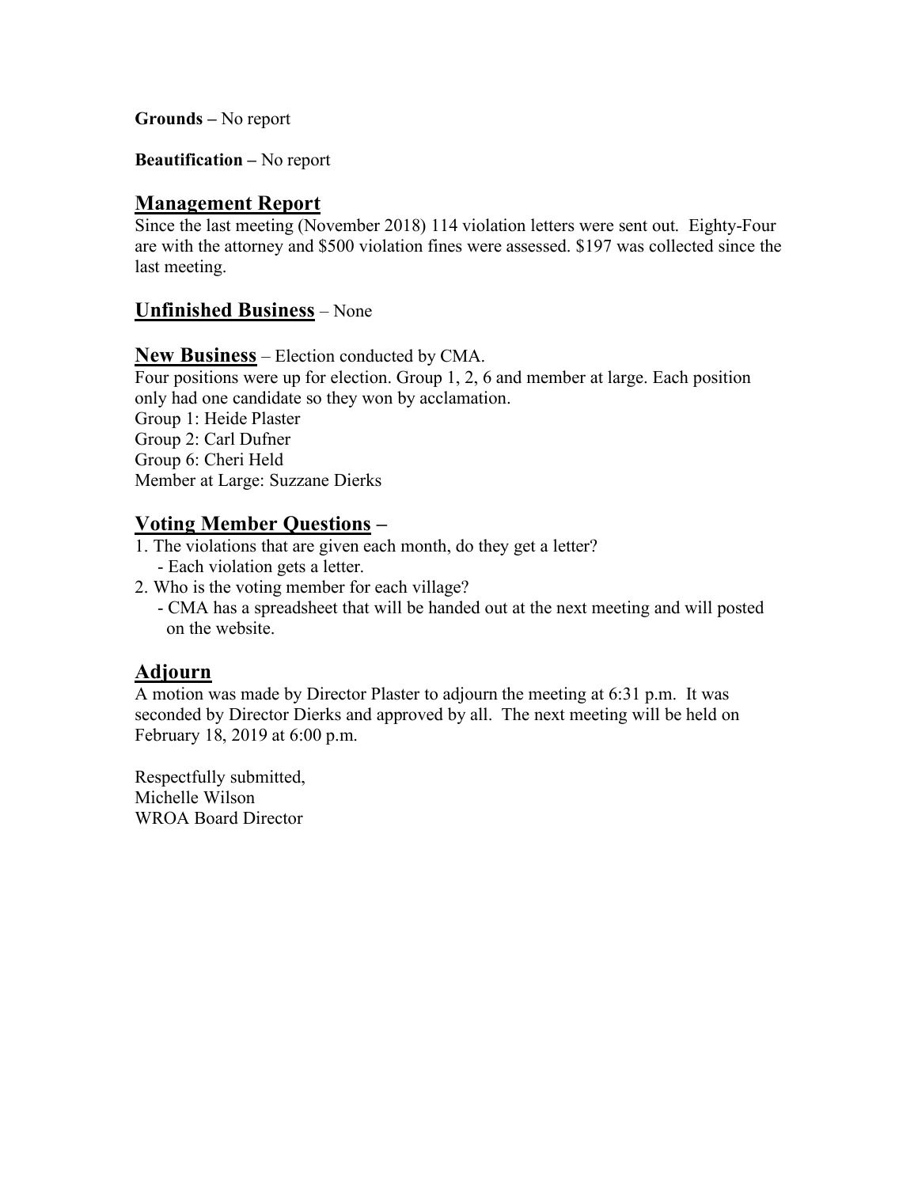**Grounds –** No report

**Beautification –** No report

## Management Report

Since the last meeting (November 2018) 114 violation letters were sent out. Eighty-Four are with the attorney and $500 violation fines were assessed. $197 was collected since the last meeting.

## Unfinished Business – None

## New Business – Election conducted by CMA.

Four positions were up for election. Group 1, 2, 6 and member at large. Each position only had one candidate so they won by acclamation.

Group 1: Heide Plaster
Group 2: Carl Dufner
Group 6: Cheri Held
Member at Large: Suzzane Dierks

## Voting Member Questions –

1. The violations that are given each month, do they get a letter?
   - Each violation gets a letter.
2. Who is the voting member for each village?
   - CMA has a spreadsheet that will be handed out at the next meeting and will posted on the website.

## Adjourn

A motion was made by Director Plaster to adjourn the meeting at 6:31 p.m. It was seconded by Director Dierks and approved by all. The next meeting will be held on February 18, 2019 at 6:00 p.m.

Respectfully submitted,
Michelle Wilson
WROA Board Director